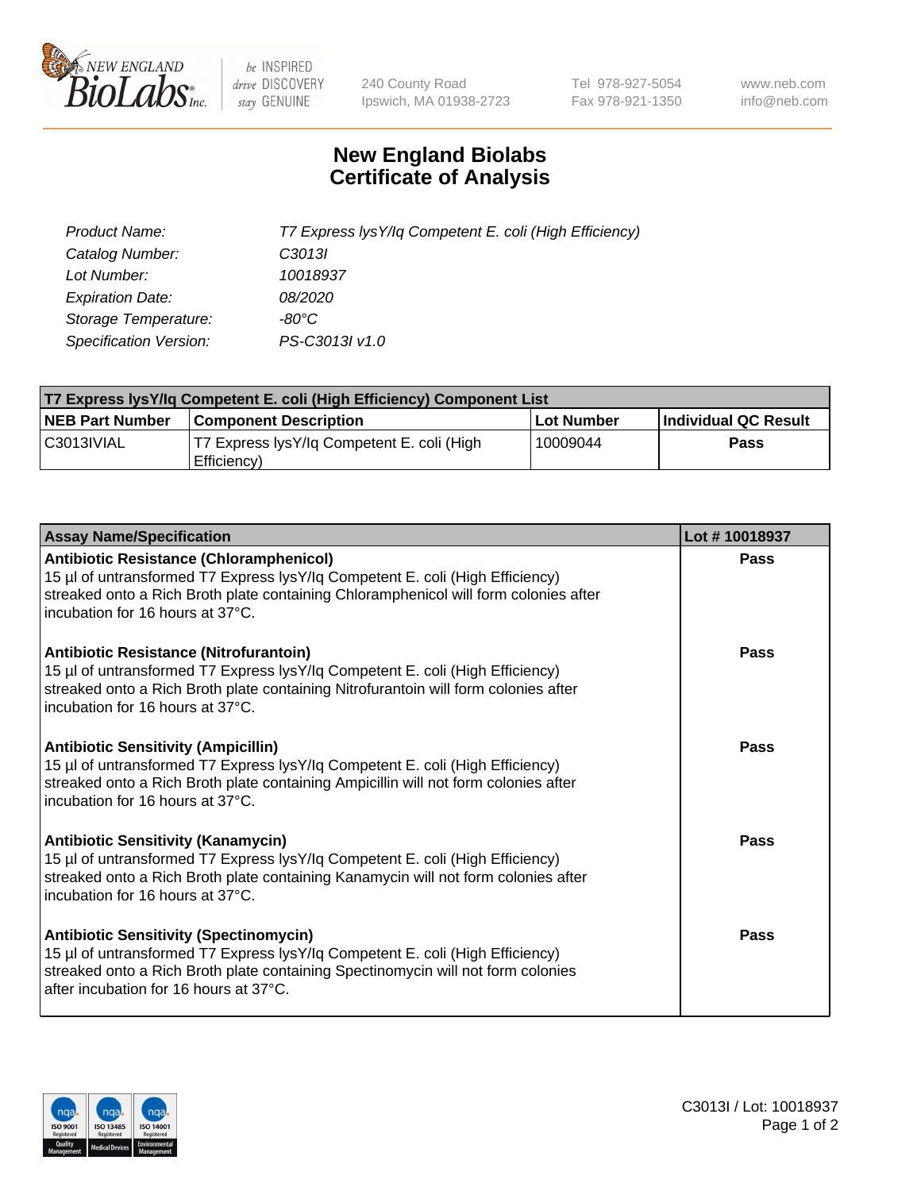# New England Biolabs
# Certificate of Analysis

| | |
|---|---|
| *Product Name:* | *T7 Express lysY/Iq Competent E. coli (High Efficiency)* |
| *Catalog Number:* | *C3013I* |
| *Lot Number:* | *10018937* |
| *Expiration Date:* | *08/2020* |
| *Storage Temperature:* | *-80°C* |
| *Specification Version:* | *PS-C3013I v1.0* |

| T7 Express lysY/Iq Competent E. coli (High Efficiency) Component List | | | |
|---|---|---|---|
| **NEB Part Number** | **Component Description** | **Lot Number** | **Individual QC Result** |
| C3013IVIAL | T7 Express lysY/Iq Competent E. coli (High Efficiency) | 10009044 | **Pass** |

| Assay Name/Specification | Lot # 10018937 |
|---|---|
| **Antibiotic Resistance (Chloramphenicol)**<br>15 µl of untransformed T7 Express lysY/Iq Competent E. coli (High Efficiency) streaked onto a Rich Broth plate containing Chloramphenicol will form colonies after incubation for 16 hours at 37°C. | **Pass** |
| **Antibiotic Resistance (Nitrofurantoin)**<br>15 µl of untransformed T7 Express lysY/Iq Competent E. coli (High Efficiency) streaked onto a Rich Broth plate containing Nitrofurantoin will form colonies after incubation for 16 hours at 37°C. | **Pass** |
| **Antibiotic Sensitivity (Ampicillin)**<br>15 µl of untransformed T7 Express lysY/Iq Competent E. coli (High Efficiency) streaked onto a Rich Broth plate containing Ampicillin will not form colonies after incubation for 16 hours at 37°C. | **Pass** |
| **Antibiotic Sensitivity (Kanamycin)**<br>15 µl of untransformed T7 Express lysY/Iq Competent E. coli (High Efficiency) streaked onto a Rich Broth plate containing Kanamycin will not form colonies after incubation for 16 hours at 37°C. | **Pass** |
| **Antibiotic Sensitivity (Spectinomycin)**<br>15 µl of untransformed T7 Express lysY/Iq Competent E. coli (High Efficiency) streaked onto a Rich Broth plate containing Spectinomycin will not form colonies after incubation for 16 hours at 37°C. | **Pass** |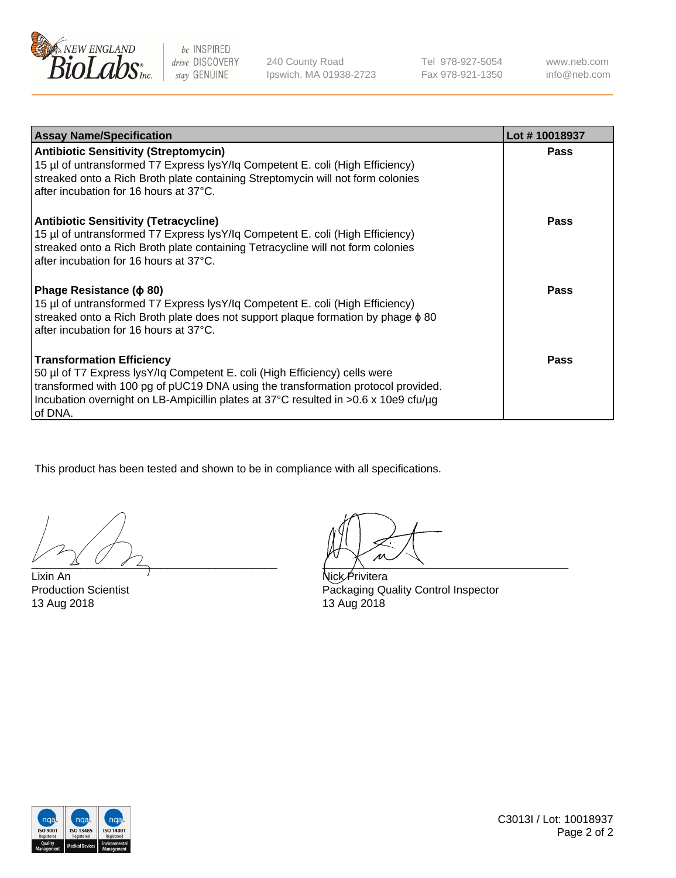| Assay Name/Specification | Lot # 10018937 |
|---|---|
| **Antibiotic Sensitivity (Streptomycin)**<br>15 µl of untransformed T7 Express lysY/Iq Competent E. coli (High Efficiency) streaked onto a Rich Broth plate containing Streptomycin will not form colonies after incubation for 16 hours at 37°C. | **Pass** |
| **Antibiotic Sensitivity (Tetracycline)**<br>15 µl of untransformed T7 Express lysY/Iq Competent E. coli (High Efficiency) streaked onto a Rich Broth plate containing Tetracycline will not form colonies after incubation for 16 hours at 37°C. | **Pass** |
| **Phage Resistance (ϕ 80)**<br>15 µl of untransformed T7 Express lysY/Iq Competent E. coli (High Efficiency) streaked onto a Rich Broth plate does not support plaque formation by phage ϕ 80 after incubation for 16 hours at 37°C. | **Pass** |
| **Transformation Efficiency**<br>50 µl of T7 Express lysY/Iq Competent E. coli (High Efficiency) cells were transformed with 100 pg of pUC19 DNA using the transformation protocol provided. Incubation overnight on LB-Ampicillin plates at 37°C resulted in >0.6 x 10e9 cfu/µg of DNA. | **Pass** |

This product has been tested and shown to be in compliance with all specifications.

Lixin An
Production Scientist
13 Aug 2018

Nick Privitera
Packaging Quality Control Inspector
13 Aug 2018

C3013I / Lot: 10018937